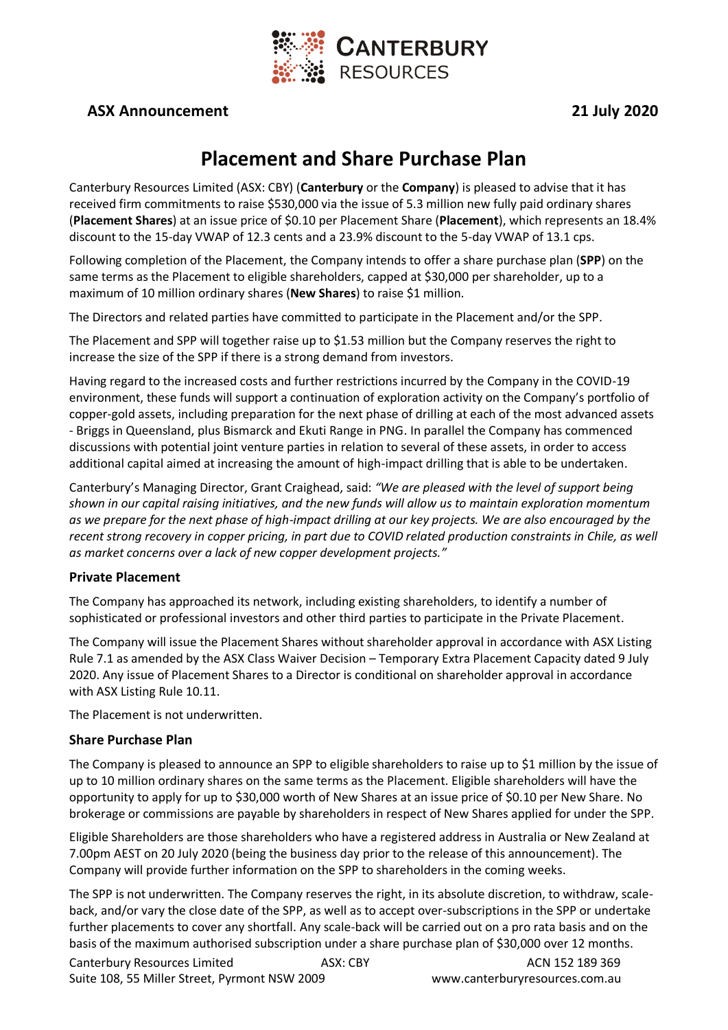**ASX Announcement** **21 July 2020**

# Placement and Share Purchase Plan

Canterbury Resources Limited (ASX: CBY) (**Canterbury** or the **Company**) is pleased to advise that it has received firm commitments to raise $530,000 via the issue of 5.3 million new fully paid ordinary shares (**Placement Shares**) at an issue price of $0.10 per Placement Share (**Placement**), which represents an 18.4% discount to the 15-day VWAP of 12.3 cents and a 23.9% discount to the 5-day VWAP of 13.1 cps.

Following completion of the Placement, the Company intends to offer a share purchase plan (**SPP**) on the same terms as the Placement to eligible shareholders, capped at $30,000 per shareholder, up to a maximum of 10 million ordinary shares (**New Shares**) to raise $1 million.

The Directors and related parties have committed to participate in the Placement and/or the SPP.

The Placement and SPP will together raise up to $1.53 million but the Company reserves the right to increase the size of the SPP if there is a strong demand from investors.

Having regard to the increased costs and further restrictions incurred by the Company in the COVID-19 environment, these funds will support a continuation of exploration activity on the Company's portfolio of copper-gold assets, including preparation for the next phase of drilling at each of the most advanced assets - Briggs in Queensland, plus Bismarck and Ekuti Range in PNG. In parallel the Company has commenced discussions with potential joint venture parties in relation to several of these assets, in order to access additional capital aimed at increasing the amount of high-impact drilling that is able to be undertaken.

Canterbury's Managing Director, Grant Craighead, said: *"We are pleased with the level of support being shown in our capital raising initiatives, and the new funds will allow us to maintain exploration momentum as we prepare for the next phase of high-impact drilling at our key projects. We are also encouraged by the recent strong recovery in copper pricing, in part due to COVID related production constraints in Chile, as well as market concerns over a lack of new copper development projects."*

### Private Placement

The Company has approached its network, including existing shareholders, to identify a number of sophisticated or professional investors and other third parties to participate in the Private Placement.

The Company will issue the Placement Shares without shareholder approval in accordance with ASX Listing Rule 7.1 as amended by the ASX Class Waiver Decision – Temporary Extra Placement Capacity dated 9 July 2020. Any issue of Placement Shares to a Director is conditional on shareholder approval in accordance with ASX Listing Rule 10.11.

The Placement is not underwritten.

### Share Purchase Plan

The Company is pleased to announce an SPP to eligible shareholders to raise up to $1 million by the issue of up to 10 million ordinary shares on the same terms as the Placement. Eligible shareholders will have the opportunity to apply for up to $30,000 worth of New Shares at an issue price of $0.10 per New Share. No brokerage or commissions are payable by shareholders in respect of New Shares applied for under the SPP.

Eligible Shareholders are those shareholders who have a registered address in Australia or New Zealand at 7.00pm AEST on 20 July 2020 (being the business day prior to the release of this announcement). The Company will provide further information on the SPP to shareholders in the coming weeks.

The SPP is not underwritten. The Company reserves the right, in its absolute discretion, to withdraw, scale-back, and/or vary the close date of the SPP, as well as to accept over-subscriptions in the SPP or undertake further placements to cover any shortfall. Any scale-back will be carried out on a pro rata basis and on the basis of the maximum authorised subscription under a share purchase plan of $30,000 over 12 months.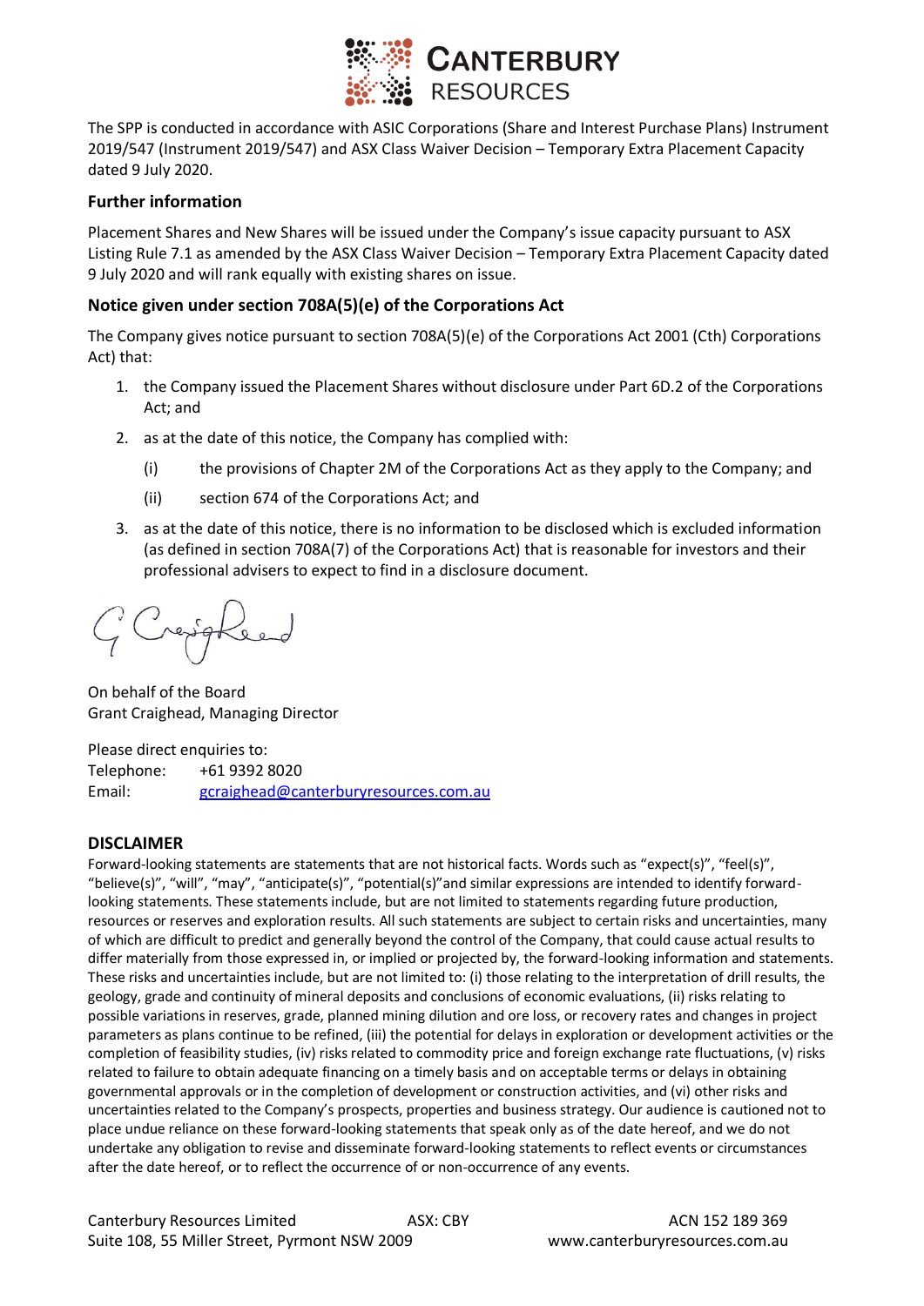The SPP is conducted in accordance with ASIC Corporations (Share and Interest Purchase Plans) Instrument 2019/547 (Instrument 2019/547) and ASX Class Waiver Decision – Temporary Extra Placement Capacity dated 9 July 2020.

## Further information

Placement Shares and New Shares will be issued under the Company's issue capacity pursuant to ASX Listing Rule 7.1 as amended by the ASX Class Waiver Decision – Temporary Extra Placement Capacity dated 9 July 2020 and will rank equally with existing shares on issue.

## Notice given under section 708A(5)(e) of the Corporations Act

The Company gives notice pursuant to section 708A(5)(e) of the Corporations Act 2001 (Cth) Corporations Act) that:

1. the Company issued the Placement Shares without disclosure under Part 6D.2 of the Corporations Act; and
2. as at the date of this notice, the Company has complied with:
   (i) the provisions of Chapter 2M of the Corporations Act as they apply to the Company; and
   (ii) section 674 of the Corporations Act; and
3. as at the date of this notice, there is no information to be disclosed which is excluded information (as defined in section 708A(7) of the Corporations Act) that is reasonable for investors and their professional advisers to expect to find in a disclosure document.

On behalf of the Board
Grant Craighead, Managing Director

Please direct enquiries to:
Telephone: +61 9392 8020
Email: gcraighead@canterburyresources.com.au

## DISCLAIMER

Forward-looking statements are statements that are not historical facts. Words such as "expect(s)", "feel(s)", "believe(s)", "will", "may", "anticipate(s)", "potential(s)"and similar expressions are intended to identify forward-looking statements. These statements include, but are not limited to statements regarding future production, resources or reserves and exploration results. All such statements are subject to certain risks and uncertainties, many of which are difficult to predict and generally beyond the control of the Company, that could cause actual results to differ materially from those expressed in, or implied or projected by, the forward-looking information and statements. These risks and uncertainties include, but are not limited to: (i) those relating to the interpretation of drill results, the geology, grade and continuity of mineral deposits and conclusions of economic evaluations, (ii) risks relating to possible variations in reserves, grade, planned mining dilution and ore loss, or recovery rates and changes in project parameters as plans continue to be refined, (iii) the potential for delays in exploration or development activities or the completion of feasibility studies, (iv) risks related to commodity price and foreign exchange rate fluctuations, (v) risks related to failure to obtain adequate financing on a timely basis and on acceptable terms or delays in obtaining governmental approvals or in the completion of development or construction activities, and (vi) other risks and uncertainties related to the Company's prospects, properties and business strategy. Our audience is cautioned not to place undue reliance on these forward-looking statements that speak only as of the date hereof, and we do not undertake any obligation to revise and disseminate forward-looking statements to reflect events or circumstances after the date hereof, or to reflect the occurrence of or non-occurrence of any events.